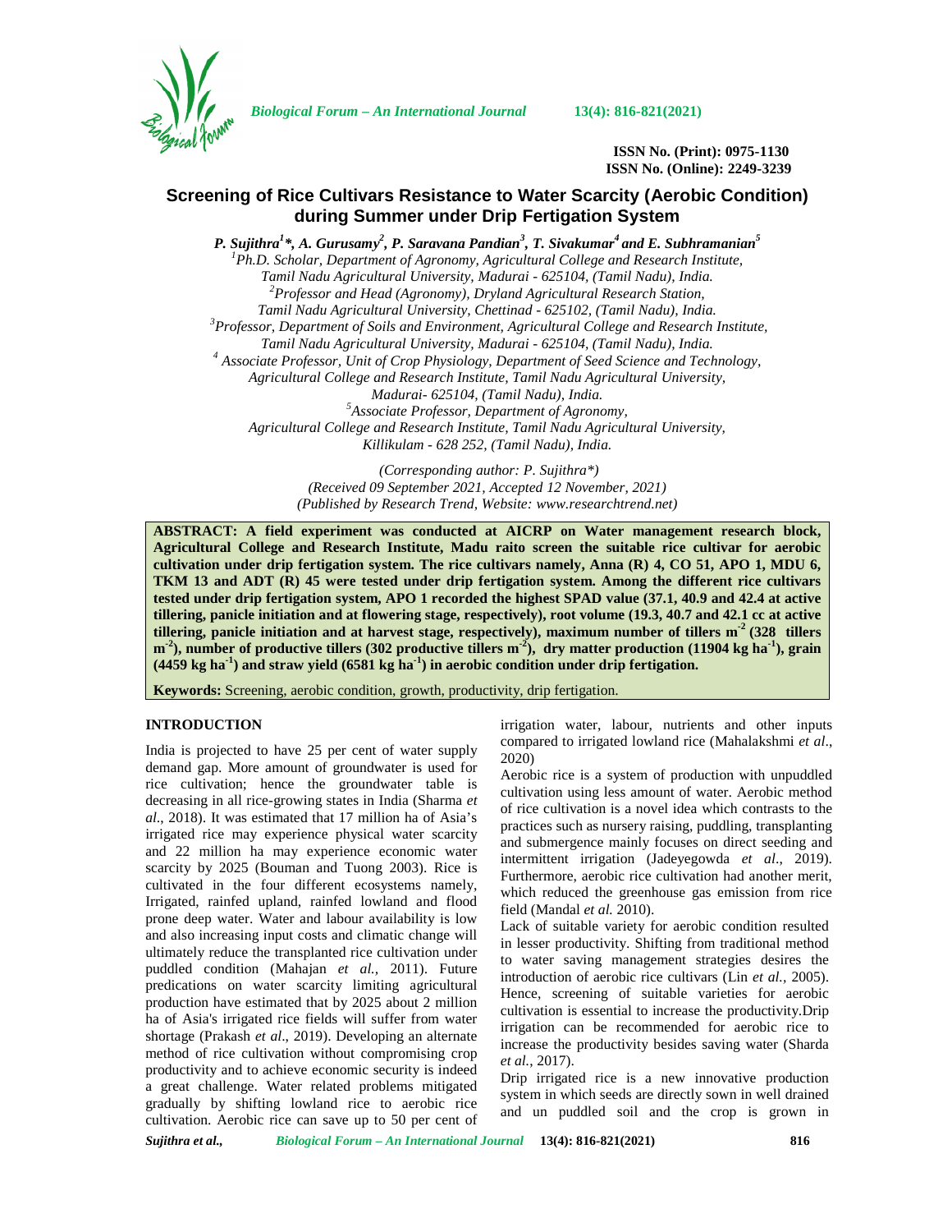ISSN No. (Print): 0975-1130
ISSN No. (Online): 2249-3239

# Screening of Rice Cultivars Resistance to Water Scarcity (Aerobic Condition) during Summer under Drip Fertigation System

***P. Sujithra[1]\*, A. Gurusamy[2], P. Saravana Pandian[3], T. Sivakumar[4] and E. Subhramanian[5]***

[1]*Ph.D. Scholar, Department of Agronomy, Agricultural College and Research Institute, Tamil Nadu Agricultural University, Madurai - 625104, (Tamil Nadu), India.*
[2]*Professor and Head (Agronomy), Dryland Agricultural Research Station, Tamil Nadu Agricultural University, Chettinad - 625102, (Tamil Nadu), India.*
[3]*Professor, Department of Soils and Environment, Agricultural College and Research Institute, Tamil Nadu Agricultural University, Madurai - 625104, (Tamil Nadu), India.*
[4] *Associate Professor, Unit of Crop Physiology, Department of Seed Science and Technology, Agricultural College and Research Institute, Tamil Nadu Agricultural University, Madurai- 625104, (Tamil Nadu), India.*
[5]*Associate Professor, Department of Agronomy, Agricultural College and Research Institute, Tamil Nadu Agricultural University, Killikulam - 628 252, (Tamil Nadu), India.*

*(Corresponding author: P. Sujithra\*)*
*(Received 09 September 2021, Accepted 12 November, 2021)*
*(Published by Research Trend, Website: www.researchtrend.net)*

**ABSTRACT: A field experiment was conducted at AICRP on Water management research block, Agricultural College and Research Institute, Madu raito screen the suitable rice cultivar for aerobic cultivation under drip fertigation system. The rice cultivars namely, Anna (R) 4, CO 51, APO 1, MDU 6, TKM 13 and ADT (R) 45 were tested under drip fertigation system. Among the different rice cultivars tested under drip fertigation system, APO 1 recorded the highest SPAD value (37.1, 40.9 and 42.4 at active tillering, panicle initiation and at flowering stage, respectively), root volume (19.3, 40.7 and 42.1 cc at active tillering, panicle initiation and at harvest stage, respectively), maximum number of tillers m$^{-2}$ (328 tillers m$^{-2}$), number of productive tillers (302 productive tillers m$^{-2}$), dry matter production (11904 kg ha$^{-1}$), grain (4459 kg ha$^{-1}$) and straw yield (6581 kg ha$^{-1}$) in aerobic condition under drip fertigation.**

**Keywords:** Screening, aerobic condition, growth, productivity, drip fertigation.

## INTRODUCTION

India is projected to have 25 per cent of water supply demand gap. More amount of groundwater is used for rice cultivation; hence the groundwater table is decreasing in all rice-growing states in India (Sharma *et al*., 2018). It was estimated that 17 million ha of Asia's irrigated rice may experience physical water scarcity and 22 million ha may experience economic water scarcity by 2025 (Bouman and Tuong 2003). Rice is cultivated in the four different ecosystems namely, Irrigated, rainfed upland, rainfed lowland and flood prone deep water. Water and labour availability is low and also increasing input costs and climatic change will ultimately reduce the transplanted rice cultivation under puddled condition (Mahajan *et al.,* 2011). Future predications on water scarcity limiting agricultural production have estimated that by 2025 about 2 million ha of Asia's irrigated rice fields will suffer from water shortage (Prakash *et al*., 2019). Developing an alternate method of rice cultivation without compromising crop productivity and to achieve economic security is indeed a great challenge. Water related problems mitigated gradually by shifting lowland rice to aerobic rice cultivation. Aerobic rice can save up to 50 per cent of irrigation water, labour, nutrients and other inputs compared to irrigated lowland rice (Mahalakshmi *et al*., 2020)

Aerobic rice is a system of production with unpuddled cultivation using less amount of water. Aerobic method of rice cultivation is a novel idea which contrasts to the practices such as nursery raising, puddling, transplanting and submergence mainly focuses on direct seeding and intermittent irrigation (Jadeyegowda *et al*., 2019). Furthermore, aerobic rice cultivation had another merit, which reduced the greenhouse gas emission from rice field (Mandal *et al.* 2010).

Lack of suitable variety for aerobic condition resulted in lesser productivity. Shifting from traditional method to water saving management strategies desires the introduction of aerobic rice cultivars (Lin *et al.,* 2005). Hence, screening of suitable varieties for aerobic cultivation is essential to increase the productivity.Drip irrigation can be recommended for aerobic rice to increase the productivity besides saving water (Sharda *et al.*, 2017).

Drip irrigated rice is a new innovative production system in which seeds are directly sown in well drained and un puddled soil and the crop is grown in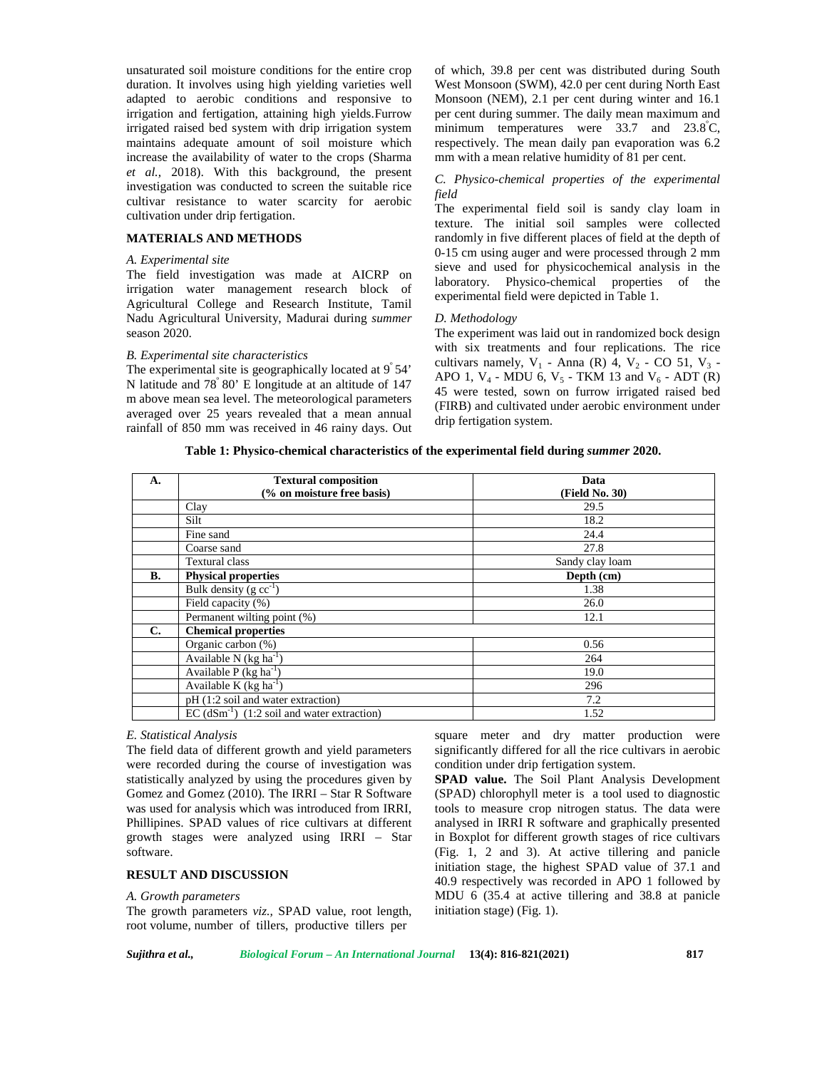unsaturated soil moisture conditions for the entire crop duration. It involves using high yielding varieties well adapted to aerobic conditions and responsive to irrigation and fertigation, attaining high yields.Furrow irrigated raised bed system with drip irrigation system maintains adequate amount of soil moisture which increase the availability of water to the crops (Sharma *et al.,* 2018). With this background, the present investigation was conducted to screen the suitable rice cultivar resistance to water scarcity for aerobic cultivation under drip fertigation.

## MATERIALS AND METHODS

### *A. Experimental site*

The field investigation was made at AICRP on irrigation water management research block of Agricultural College and Research Institute, Tamil Nadu Agricultural University, Madurai during *summer* season 2020.

### *B. Experimental site characteristics*

The experimental site is geographically located at 9° 54' N latitude and 78° 80' E longitude at an altitude of 147 m above mean sea level. The meteorological parameters averaged over 25 years revealed that a mean annual rainfall of 850 mm was received in 46 rainy days. Out of which, 39.8 per cent was distributed during South West Monsoon (SWM), 42.0 per cent during North East Monsoon (NEM), 2.1 per cent during winter and 16.1 per cent during summer. The daily mean maximum and minimum temperatures were 33.7 and 23.8°C, respectively. The mean daily pan evaporation was 6.2 mm with a mean relative humidity of 81 per cent.

### *C. Physico-chemical properties of the experimental field*

The experimental field soil is sandy clay loam in texture. The initial soil samples were collected randomly in five different places of field at the depth of 0-15 cm using auger and were processed through 2 mm sieve and used for physicochemical analysis in the laboratory. Physico-chemical properties of the experimental field were depicted in Table 1.

### *D. Methodology*

The experiment was laid out in randomized bock design with six treatments and four replications. The rice cultivars namely, $V_1$ - Anna (R) 4, $V_2$ - CO 51, $V_3$ - APO 1, $V_4$ - MDU 6, $V_5$ - TKM 13 and $V_6$ - ADT (R) 45 were tested, sown on furrow irrigated raised bed (FIRB) and cultivated under aerobic environment under drip fertigation system.

**Table 1: Physico-chemical characteristics of the experimental field during *summer* 2020.**

| A. | Textural composition (% on moisture free basis) | Data (Field No. 30) |
|---|---|---|
| | Clay | 29.5 |
| | Silt | 18.2 |
| | Fine sand | 24.4 |
| | Coarse sand | 27.8 |
| | Textural class | Sandy clay loam |
| **B.** | **Physical properties** | **Depth (cm)** |
| | Bulk density (g $cc^{-1}$) | 1.38 |
| | Field capacity (%) | 26.0 |
| | Permanent wilting point (%) | 12.1 |
| **C.** | **Chemical properties** | |
| | Organic carbon (%) | 0.56 |
| | Available N (kg $ha^{-1}$) | 264 |
| | Available P (kg $ha^{-1}$) | 19.0 |
| | Available K (kg $ha^{-1}$) | 296 |
| | pH (1:2 soil and water extraction) | 7.2 |
| | EC ($dSm^{-1}$) (1:2 soil and water extraction) | 1.52 |

### *E. Statistical Analysis*

The field data of different growth and yield parameters were recorded during the course of investigation was statistically analyzed by using the procedures given by Gomez and Gomez (2010). The IRRI – Star R Software was used for analysis which was introduced from IRRI, Phillipines. SPAD values of rice cultivars at different growth stages were analyzed using IRRI – Star software.

## RESULT AND DISCUSSION

### *A. Growth parameters*

The growth parameters *viz.,* SPAD value, root length, root volume, number of tillers, productive tillers per square meter and dry matter production were significantly differed for all the rice cultivars in aerobic condition under drip fertigation system.

**SPAD value.** The Soil Plant Analysis Development (SPAD) chlorophyll meter is a tool used to diagnostic tools to measure crop nitrogen status. The data were analysed in IRRI R software and graphically presented in Boxplot for different growth stages of rice cultivars (Fig. 1, 2 and 3). At active tillering and panicle initiation stage, the highest SPAD value of 37.1 and 40.9 respectively was recorded in APO 1 followed by MDU 6 (35.4 at active tillering and 38.8 at panicle initiation stage) (Fig. 1).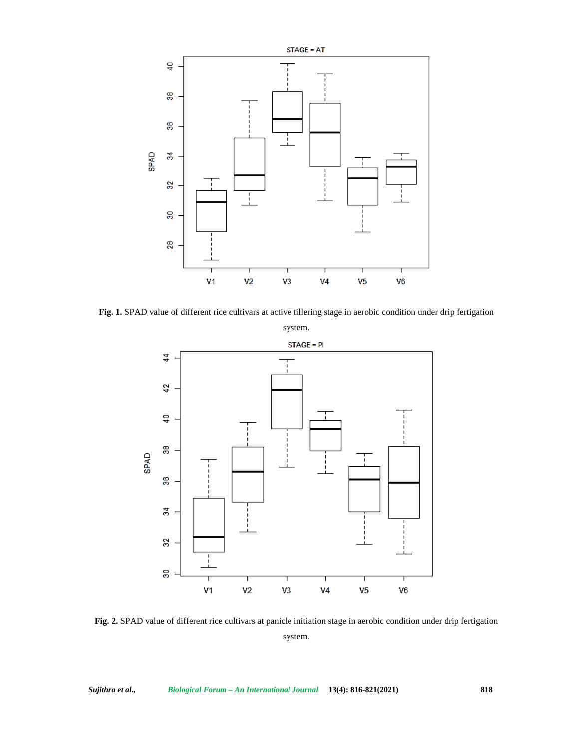**Fig. 1.** SPAD value of different rice cultivars at active tillering stage in aerobic condition under drip fertigation system.

**Fig. 2.** SPAD value of different rice cultivars at panicle initiation stage in aerobic condition under drip fertigation system.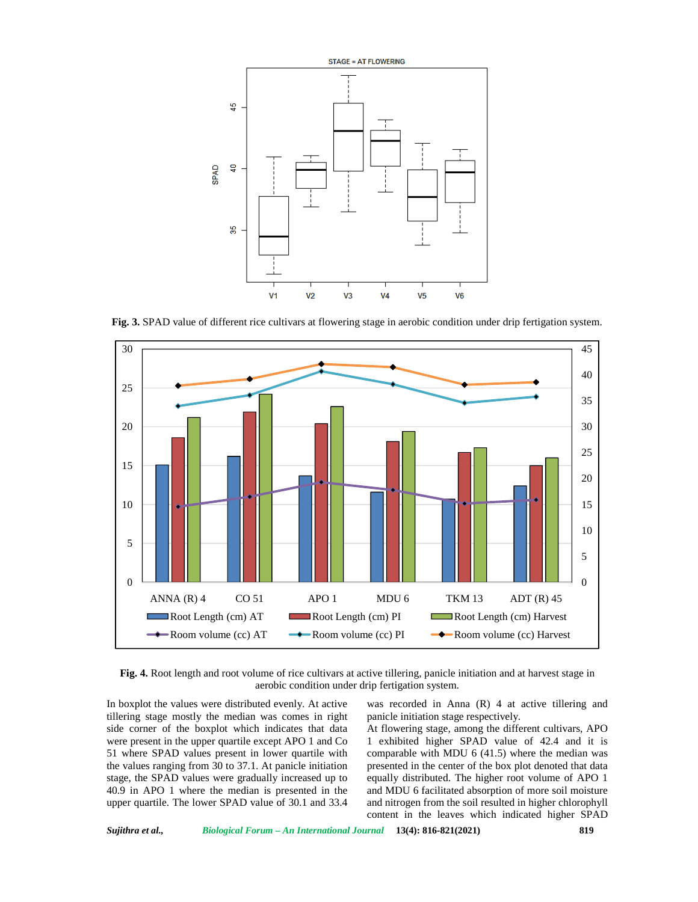**Fig. 3.** SPAD value of different rice cultivars at flowering stage in aerobic condition under drip fertigation system.

**Fig. 4.** Root length and root volume of rice cultivars at active tillering, panicle initiation and at harvest stage in aerobic condition under drip fertigation system.

In boxplot the values were distributed evenly. At active tillering stage mostly the median was comes in right side corner of the boxplot which indicates that data were present in the upper quartile except APO 1 and Co 51 where SPAD values present in lower quartile with the values ranging from 30 to 37.1. At panicle initiation stage, the SPAD values were gradually increased up to 40.9 in APO 1 where the median is presented in the upper quartile. The lower SPAD value of 30.1 and 33.4 was recorded in Anna (R) 4 at active tillering and panicle initiation stage respectively.

At flowering stage, among the different cultivars, APO 1 exhibited higher SPAD value of 42.4 and it is comparable with MDU 6 (41.5) where the median was presented in the center of the box plot denoted that data equally distributed. The higher root volume of APO 1 and MDU 6 facilitated absorption of more soil moisture and nitrogen from the soil resulted in higher chlorophyll content in the leaves which indicated higher SPAD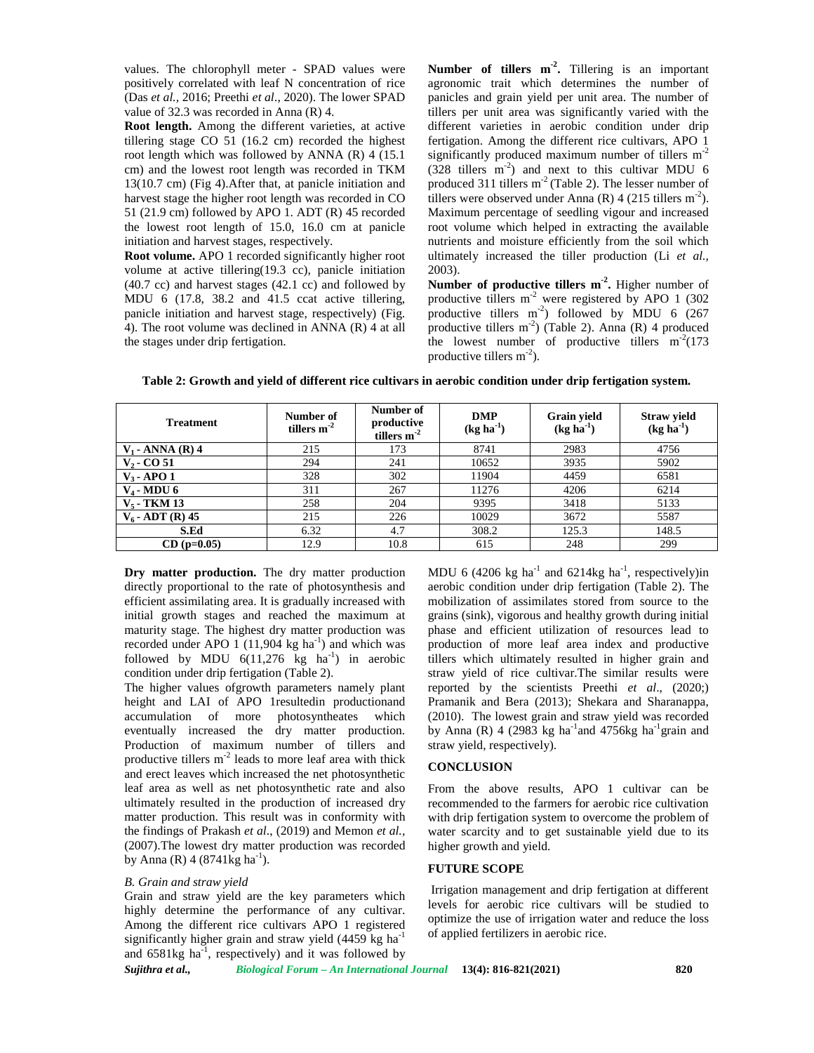values. The chlorophyll meter - SPAD values were positively correlated with leaf N concentration of rice (Das *et al.*, 2016; Preethi *et al*., 2020). The lower SPAD value of 32.3 was recorded in Anna (R) 4.

**Root length.** Among the different varieties, at active tillering stage CO 51 (16.2 cm) recorded the highest root length which was followed by ANNA (R) 4 (15.1 cm) and the lowest root length was recorded in TKM 13(10.7 cm) (Fig 4).After that, at panicle initiation and harvest stage the higher root length was recorded in CO 51 (21.9 cm) followed by APO 1. ADT (R) 45 recorded the lowest root length of 15.0, 16.0 cm at panicle initiation and harvest stages, respectively.

**Root volume.** APO 1 recorded significantly higher root volume at active tillering(19.3 cc), panicle initiation (40.7 cc) and harvest stages (42.1 cc) and followed by MDU 6 (17.8, 38.2 and 41.5 ccat active tillering, panicle initiation and harvest stage, respectively) (Fig. 4). The root volume was declined in ANNA (R) 4 at all the stages under drip fertigation.

**Number of tillers $m^{-2}$.** Tillering is an important agronomic trait which determines the number of panicles and grain yield per unit area. The number of tillers per unit area was significantly varied with the different varieties in aerobic condition under drip fertigation. Among the different rice cultivars, APO 1 significantly produced maximum number of tillers $m^{-2}$ (328 tillers $m^{-2}$) and next to this cultivar MDU 6 produced 311 tillers $m^{-2}$ (Table 2). The lesser number of tillers were observed under Anna (R) 4 (215 tillers $m^{-2}$). Maximum percentage of seedling vigour and increased root volume which helped in extracting the available nutrients and moisture efficiently from the soil which ultimately increased the tiller production (Li *et al.,* 2003).

**Number of productive tillers $m^{-2}$.** Higher number of productive tillers $m^{-2}$ were registered by APO 1 (302 productive tillers $m^{-2}$) followed by MDU 6 (267 productive tillers $m^{-2}$) (Table 2). Anna (R) 4 produced the lowest number of productive tillers $m^{-2}$(173 productive tillers $m^{-2}$).

**Table 2: Growth and yield of different rice cultivars in aerobic condition under drip fertigation system.**

| Treatment | Number of tillers $m^{-2}$ | Number of productive tillers $m^{-2}$ | DMP (kg $ha^{-1}$) | Grain yield (kg $ha^{-1}$) | Straw yield (kg $ha^{-1}$) |
|---|---|---|---|---|---|
| $V_1$ - ANNA (R) 4 | 215 | 173 | 8741 | 2983 | 4756 |
| $V_2$ - CO 51 | 294 | 241 | 10652 | 3935 | 5902 |
| $V_3$ - APO 1 | 328 | 302 | 11904 | 4459 | 6581 |
| $V_4$ - MDU 6 | 311 | 267 | 11276 | 4206 | 6214 |
| $V_5$ - TKM 13 | 258 | 204 | 9395 | 3418 | 5133 |
| $V_6$ - ADT (R) 45 | 215 | 226 | 10029 | 3672 | 5587 |
| S.Ed | 6.32 | 4.7 | 308.2 | 125.3 | 148.5 |
| CD (p=0.05) | 12.9 | 10.8 | 615 | 248 | 299 |

**Dry matter production.** The dry matter production directly proportional to the rate of photosynthesis and efficient assimilating area. It is gradually increased with initial growth stages and reached the maximum at maturity stage. The highest dry matter production was recorded under APO 1 (11,904 kg $ha^{-1}$) and which was followed by MDU 6(11,276 kg $ha^{-1}$) in aerobic condition under drip fertigation (Table 2).

The higher values ofgrowth parameters namely plant height and LAI of APO 1resultedin productionand accumulation of more photosyntheates which eventually increased the dry matter production. Production of maximum number of tillers and productive tillers $m^{-2}$ leads to more leaf area with thick and erect leaves which increased the net photosynthetic leaf area as well as net photosynthetic rate and also ultimately resulted in the production of increased dry matter production. This result was in conformity with the findings of Prakash *et al*., (2019) and Memon *et al.*, (2007).The lowest dry matter production was recorded by Anna (R) 4 (8741kg $ha^{-1}$).

*B. Grain and straw yield*

Grain and straw yield are the key parameters which highly determine the performance of any cultivar. Among the different rice cultivars APO 1 registered significantly higher grain and straw yield (4459 kg $ha^{-1}$ and 6581kg $ha^{-1}$, respectively) and it was followed by MDU 6 (4206 kg $ha^{-1}$ and 6214kg $ha^{-1}$, respectively)in aerobic condition under drip fertigation (Table 2). The mobilization of assimilates stored from source to the grains (sink), vigorous and healthy growth during initial phase and efficient utilization of resources lead to production of more leaf area index and productive tillers which ultimately resulted in higher grain and straw yield of rice cultivar.The similar results were reported by the scientists Preethi *et al*., (2020;) Pramanik and Bera (2013); Shekara and Sharanappa, (2010). The lowest grain and straw yield was recorded by Anna (R) 4 (2983 kg $ha^{-1}$and 4756kg $ha^{-1}$grain and straw yield, respectively).

## CONCLUSION

From the above results, APO 1 cultivar can be recommended to the farmers for aerobic rice cultivation with drip fertigation system to overcome the problem of water scarcity and to get sustainable yield due to its higher growth and yield.

## FUTURE SCOPE

Irrigation management and drip fertigation at different levels for aerobic rice cultivars will be studied to optimize the use of irrigation water and reduce the loss of applied fertilizers in aerobic rice.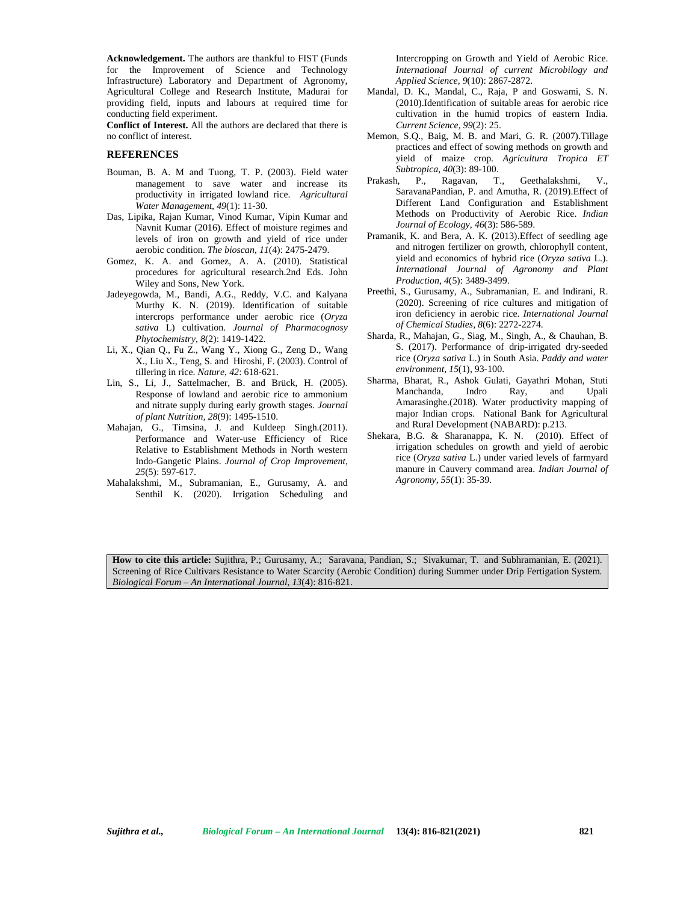**Acknowledgement.** The authors are thankful to FIST (Funds for the Improvement of Science and Technology Infrastructure) Laboratory and Department of Agronomy, Agricultural College and Research Institute, Madurai for providing field, inputs and labours at required time for conducting field experiment.

**Conflict of Interest.** All the authors are declared that there is no conflict of interest.

## REFERENCES

Bouman, B. A. M and Tuong, T. P. (2003). Field water management to save water and increase its productivity in irrigated lowland rice. *Agricultural Water Management, 49*(1): 11-30.

Das, Lipika, Rajan Kumar, Vinod Kumar, Vipin Kumar and Navnit Kumar (2016). Effect of moisture regimes and levels of iron on growth and yield of rice under aerobic condition. *The bioscan, 11*(4): 2475-2479.

Gomez, K. A. and Gomez, A. A. (2010). Statistical procedures for agricultural research.2nd Eds. John Wiley and Sons, New York.

Jadeyegowda, M., Bandi, A.G., Reddy, V.C. and Kalyana Murthy K. N. (2019). Identification of suitable intercrops performance under aerobic rice (*Oryza sativa* L) cultivation. *Journal of Pharmacognosy Phytochemistry, 8*(2): 1419-1422.

Li, X., Qian Q., Fu Z., Wang Y., Xiong G., Zeng D., Wang X., Liu X., Teng, S. and Hiroshi, F. (2003). Control of tillering in rice. *Nature, 42*: 618-621.

Lin, S., Li, J., Sattelmacher, B. and Brück, H. (2005). Response of lowland and aerobic rice to ammonium and nitrate supply during early growth stages. *Journal of plant Nutrition, 28*(9): 1495-1510.

Mahajan, G., Timsina, J. and Kuldeep Singh.(2011). Performance and Water-use Efficiency of Rice Relative to Establishment Methods in North western Indo-Gangetic Plains. *Journal of Crop Improvement, 25*(5): 597-617.

Mahalakshmi, M., Subramanian, E., Gurusamy, A. and Senthil K. (2020). Irrigation Scheduling and Intercropping on Growth and Yield of Aerobic Rice. *International Journal of current Microbilogy and Applied Science, 9*(10): 2867-2872.

Mandal, D. K., Mandal, C., Raja, P and Goswami, S. N. (2010).Identification of suitable areas for aerobic rice cultivation in the humid tropics of eastern India. *Current Science, 99*(2): 25.

Memon, S.Q., Baig, M. B. and Mari, G. R. (2007).Tillage practices and effect of sowing methods on growth and yield of maize crop. *Agricultura Tropica ET Subtropica, 40*(3): 89-100.

Prakash, P., Ragavan, T., Geethalakshmi, V., SaravanaPandian, P. and Amutha, R. (2019).Effect of Different Land Configuration and Establishment Methods on Productivity of Aerobic Rice. *Indian Journal of Ecology, 46*(3): 586-589.

Pramanik, K. and Bera, A. K. (2013).Effect of seedling age and nitrogen fertilizer on growth, chlorophyll content, yield and economics of hybrid rice (*Oryza sativa* L.). *International Journal of Agronomy and Plant Production, 4*(5): 3489-3499.

Preethi, S., Gurusamy, A., Subramanian, E. and Indirani, R. (2020). Screening of rice cultures and mitigation of iron deficiency in aerobic rice. *International Journal of Chemical Studies, 8*(6): 2272-2274.

Sharda, R., Mahajan, G., Siag, M., Singh, A., & Chauhan, B. S. (2017). Performance of drip-irrigated dry-seeded rice (*Oryza sativa* L.) in South Asia. *Paddy and water environment, 15*(1), 93-100.

Sharma, Bharat, R., Ashok Gulati, Gayathri Mohan, Stuti Manchanda, Indro Ray, and Upali Amarasinghe.(2018). Water productivity mapping of major Indian crops. National Bank for Agricultural and Rural Development (NABARD): p.213.

Shekara, B.G. & Sharanappa, K. N. (2010). Effect of irrigation schedules on growth and yield of aerobic rice (*Oryza sativa* L.) under varied levels of farmyard manure in Cauvery command area. *Indian Journal of Agronomy, 55*(1): 35-39.

**How to cite this article:** Sujithra, P.; Gurusamy, A.; Saravana, Pandian, S.; Sivakumar, T. and Subhramanian, E. (2021). Screening of Rice Cultivars Resistance to Water Scarcity (Aerobic Condition) during Summer under Drip Fertigation System. *Biological Forum – An International Journal, 13*(4): 816-821.